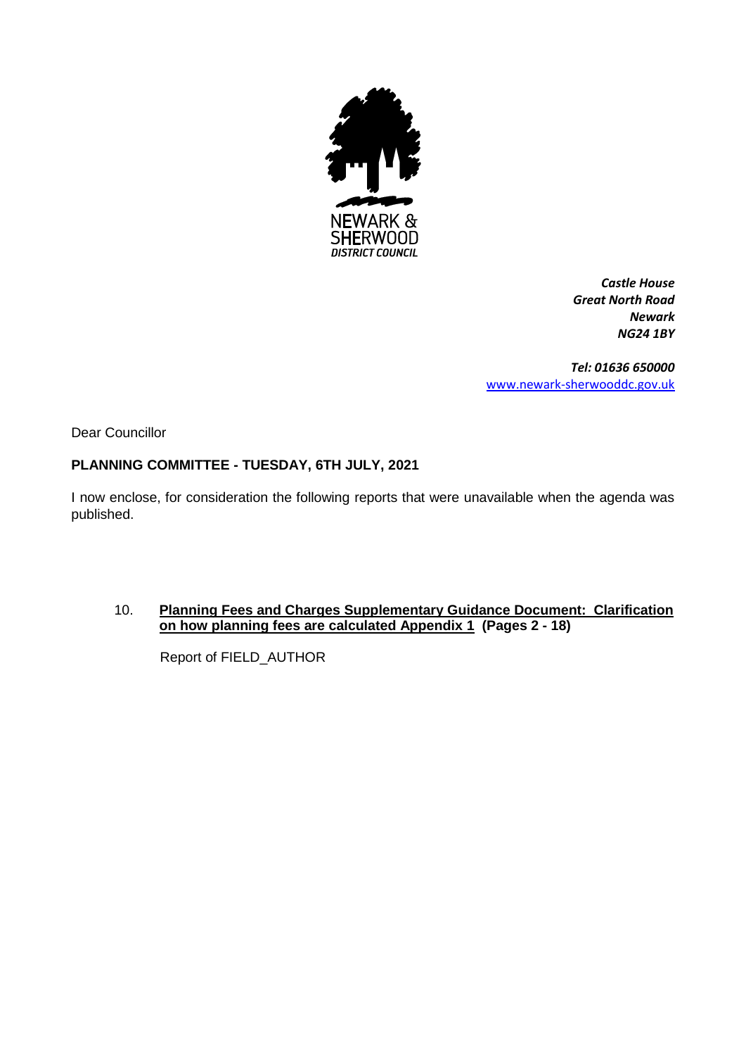NEWARK & SHERWOOD
*DISTRICT COUNCIL*

***Castle House***
***Great North Road***
***Newark***
***NG24 1BY***

***Tel: 01636 650000***
www.newark-sherwooddc.gov.uk

Dear Councillor

**PLANNING COMMITTEE - TUESDAY, 6TH JULY, 2021**

I now enclose, for consideration the following reports that were unavailable when the agenda was published.

10. **Planning Fees and Charges Supplementary Guidance Document: Clarification on how planning fees are calculated Appendix 1 (Pages 2 - 18)**

    Report of FIELD_AUTHOR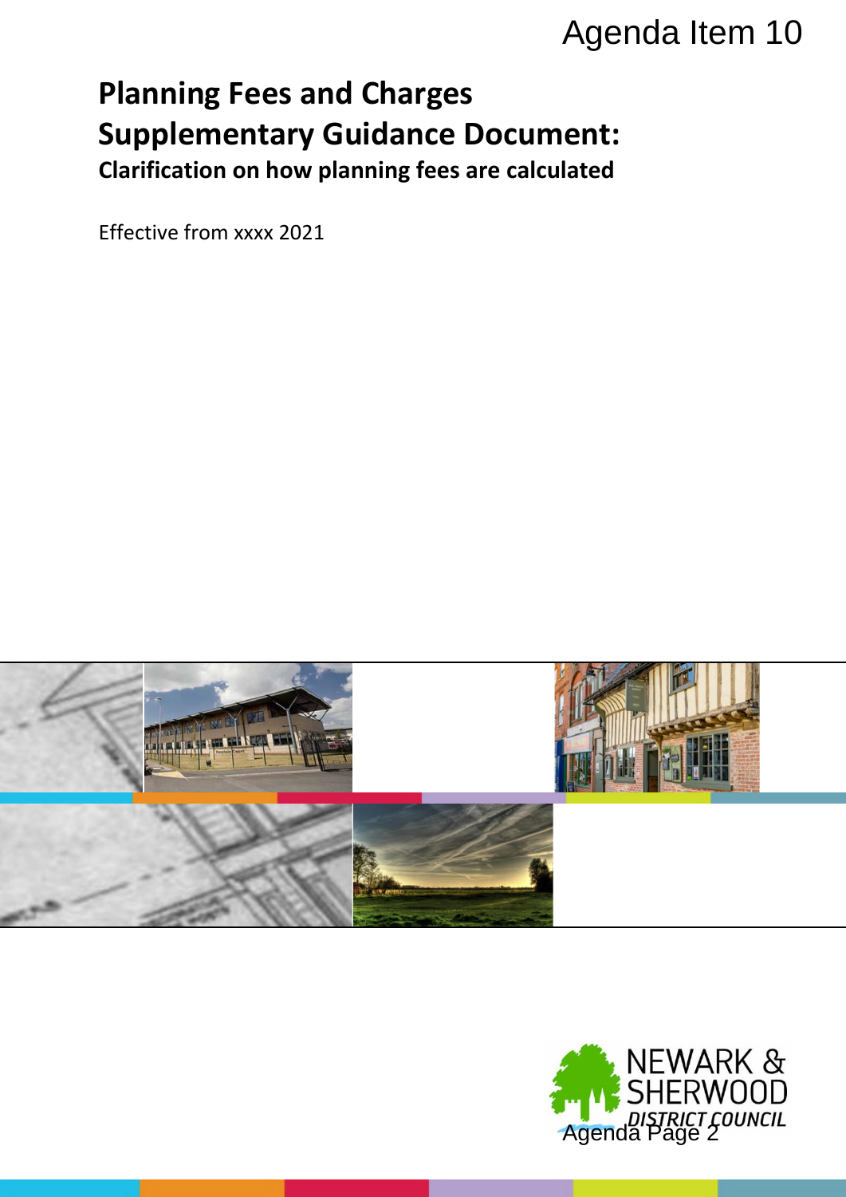Agenda Item 10

# Planning Fees and Charges Supplementary Guidance Document:

## Clarification on how planning fees are calculated

Effective from xxxx 2021

NEWARK & SHERWOOD DISTRICT COUNCIL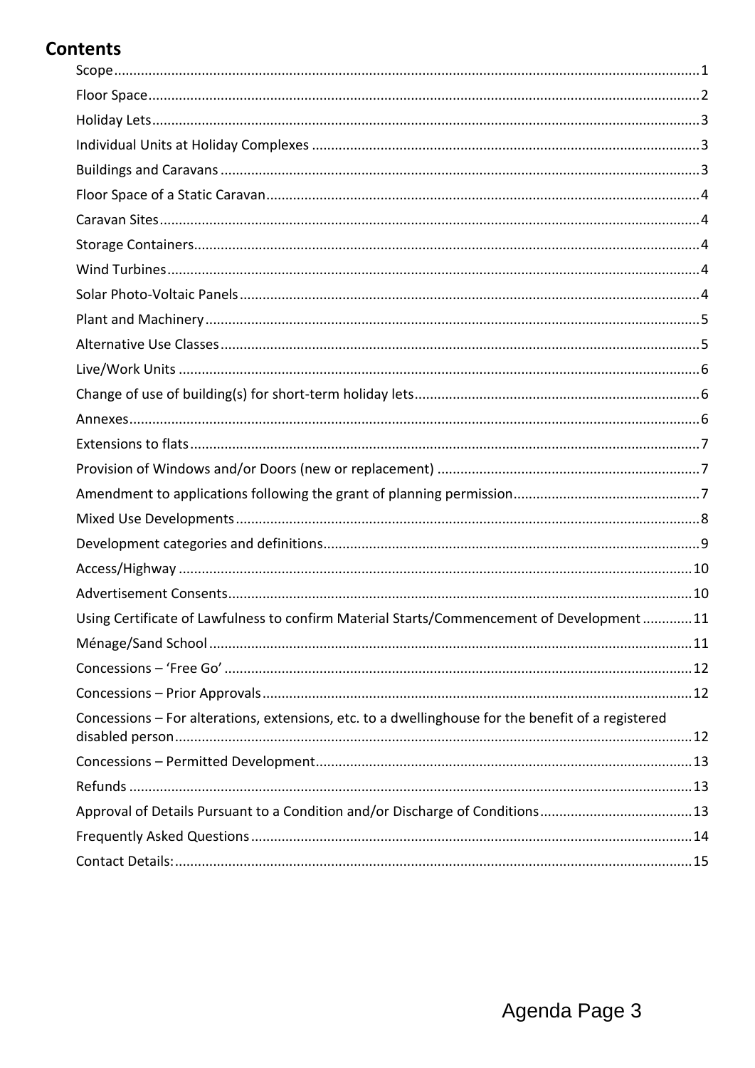## Contents

- Scope ........ 1
- Floor Space ........ 2
- Holiday Lets ........ 3
- Individual Units at Holiday Complexes ........ 3
- Buildings and Caravans ........ 3
- Floor Space of a Static Caravan ........ 4
- Caravan Sites ........ 4
- Storage Containers ........ 4
- Wind Turbines ........ 4
- Solar Photo-Voltaic Panels ........ 4
- Plant and Machinery ........ 5
- Alternative Use Classes ........ 5
- Live/Work Units ........ 6
- Change of use of building(s) for short-term holiday lets ........ 6
- Annexes ........ 6
- Extensions to flats ........ 7
- Provision of Windows and/or Doors (new or replacement) ........ 7
- Amendment to applications following the grant of planning permission ........ 7
- Mixed Use Developments ........ 8
- Development categories and definitions ........ 9
- Access/Highway ........ 10
- Advertisement Consents ........ 10
- Using Certificate of Lawfulness to confirm Material Starts/Commencement of Development ........ 11
- Ménage/Sand School ........ 11
- Concessions – 'Free Go' ........ 12
- Concessions – Prior Approvals ........ 12
- Concessions – For alterations, extensions, etc. to a dwellinghouse for the benefit of a registered disabled person ........ 12
- Concessions – Permitted Development ........ 13
- Refunds ........ 13
- Approval of Details Pursuant to a Condition and/or Discharge of Conditions ........ 13
- Frequently Asked Questions ........ 14
- Contact Details: ........ 15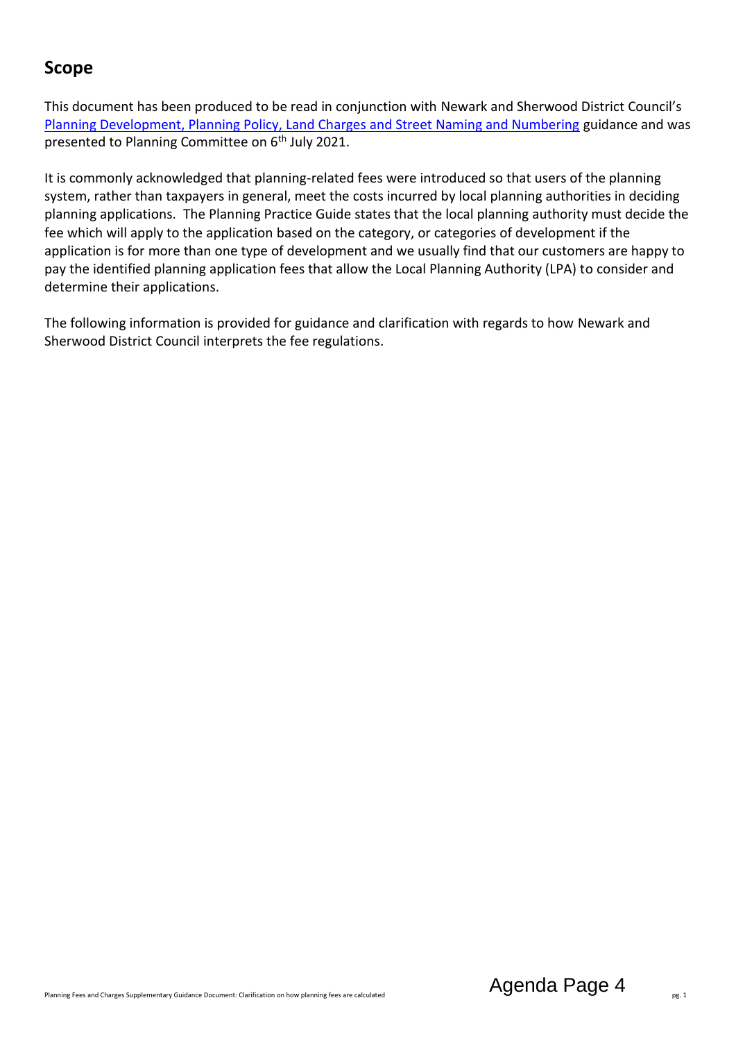## Scope

This document has been produced to be read in conjunction with Newark and Sherwood District Council's [Planning Development, Planning Policy, Land Charges and Street Naming and Numbering] guidance and was presented to Planning Committee on 6th July 2021.

It is commonly acknowledged that planning-related fees were introduced so that users of the planning system, rather than taxpayers in general, meet the costs incurred by local planning authorities in deciding planning applications. The Planning Practice Guide states that the local planning authority must decide the fee which will apply to the application based on the category, or categories of development if the application is for more than one type of development and we usually find that our customers are happy to pay the identified planning application fees that allow the Local Planning Authority (LPA) to consider and determine their applications.

The following information is provided for guidance and clarification with regards to how Newark and Sherwood District Council interprets the fee regulations.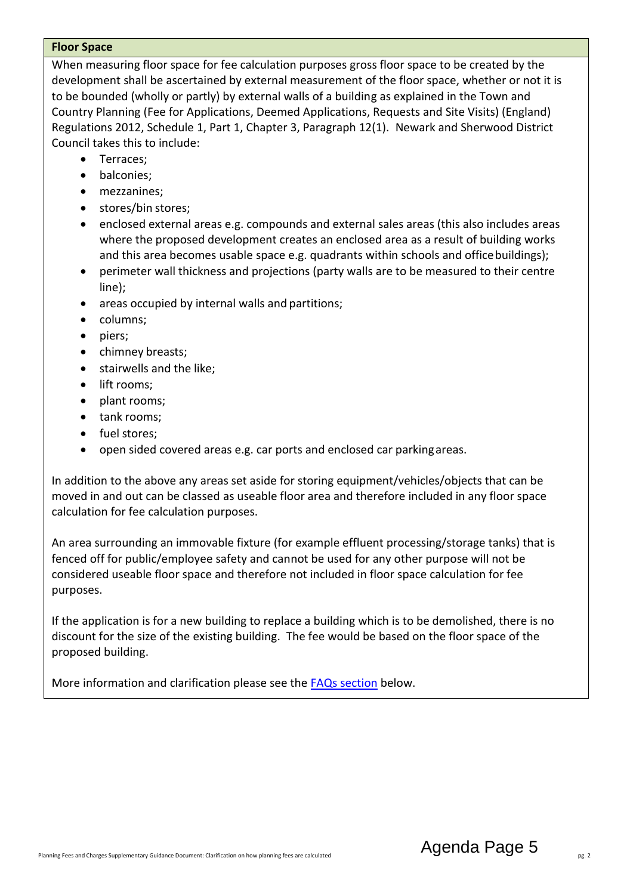**Floor Space**

When measuring floor space for fee calculation purposes gross floor space to be created by the development shall be ascertained by external measurement of the floor space, whether or not it is to be bounded (wholly or partly) by external walls of a building as explained in the Town and Country Planning (Fee for Applications, Deemed Applications, Requests and Site Visits) (England) Regulations 2012, Schedule 1, Part 1, Chapter 3, Paragraph 12(1). Newark and Sherwood District Council takes this to include:

- Terraces;
- balconies;
- mezzanines;
- stores/bin stores;
- enclosed external areas e.g. compounds and external sales areas (this also includes areas where the proposed development creates an enclosed area as a result of building works and this area becomes usable space e.g. quadrants within schools and office buildings);
- perimeter wall thickness and projections (party walls are to be measured to their centre line);
- areas occupied by internal walls and partitions;
- columns;
- piers;
- chimney breasts;
- stairwells and the like;
- lift rooms;
- plant rooms;
- tank rooms;
- fuel stores;
- open sided covered areas e.g. car ports and enclosed car parking areas.

In addition to the above any areas set aside for storing equipment/vehicles/objects that can be moved in and out can be classed as useable floor area and therefore included in any floor space calculation for fee calculation purposes.

An area surrounding an immovable fixture (for example effluent processing/storage tanks) that is fenced off for public/employee safety and cannot be used for any other purpose will not be considered useable floor space and therefore not included in floor space calculation for fee purposes.

If the application is for a new building to replace a building which is to be demolished, there is no discount for the size of the existing building. The fee would be based on the floor space of the proposed building.

More information and clarification please see the FAQs section below.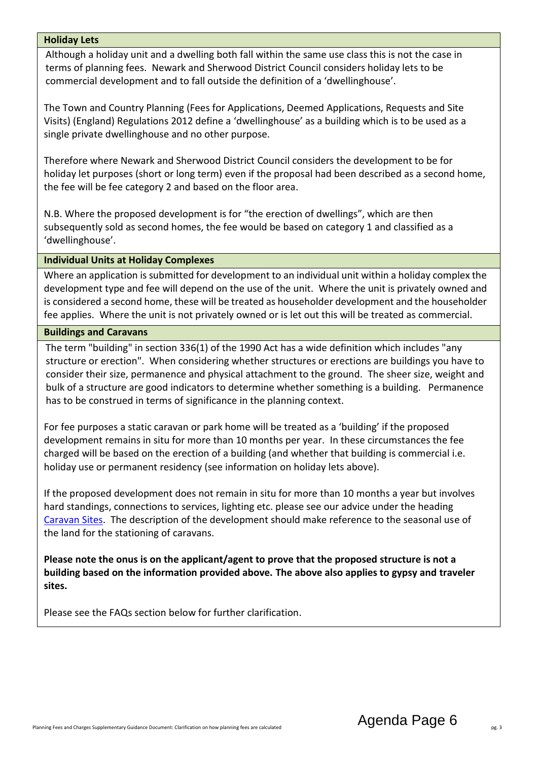### Holiday Lets

Although a holiday unit and a dwelling both fall within the same use class this is not the case in terms of planning fees. Newark and Sherwood District Council considers holiday lets to be commercial development and to fall outside the definition of a 'dwellinghouse'.

The Town and Country Planning (Fees for Applications, Deemed Applications, Requests and Site Visits) (England) Regulations 2012 define a 'dwellinghouse' as a building which is to be used as a single private dwellinghouse and no other purpose.

Therefore where Newark and Sherwood District Council considers the development to be for holiday let purposes (short or long term) even if the proposal had been described as a second home, the fee will be fee category 2 and based on the floor area.

N.B. Where the proposed development is for "the erection of dwellings", which are then subsequently sold as second homes, the fee would be based on category 1 and classified as a 'dwellinghouse'.

### Individual Units at Holiday Complexes

Where an application is submitted for development to an individual unit within a holiday complex the development type and fee will depend on the use of the unit. Where the unit is privately owned and is considered a second home, these will be treated as householder development and the householder fee applies. Where the unit is not privately owned or is let out this will be treated as commercial.

### Buildings and Caravans

The term "building" in section 336(1) of the 1990 Act has a wide definition which includes "any structure or erection". When considering whether structures or erections are buildings you have to consider their size, permanence and physical attachment to the ground. The sheer size, weight and bulk of a structure are good indicators to determine whether something is a building. Permanence has to be construed in terms of significance in the planning context.

For fee purposes a static caravan or park home will be treated as a 'building' if the proposed development remains in situ for more than 10 months per year. In these circumstances the fee charged will be based on the erection of a building (and whether that building is commercial i.e. holiday use or permanent residency (see information on holiday lets above).

If the proposed development does not remain in situ for more than 10 months a year but involves hard standings, connections to services, lighting etc. please see our advice under the heading Caravan Sites. The description of the development should make reference to the seasonal use of the land for the stationing of caravans.

**Please note the onus is on the applicant/agent to prove that the proposed structure is not a building based on the information provided above. The above also applies to gypsy and traveler sites.**

Please see the FAQs section below for further clarification.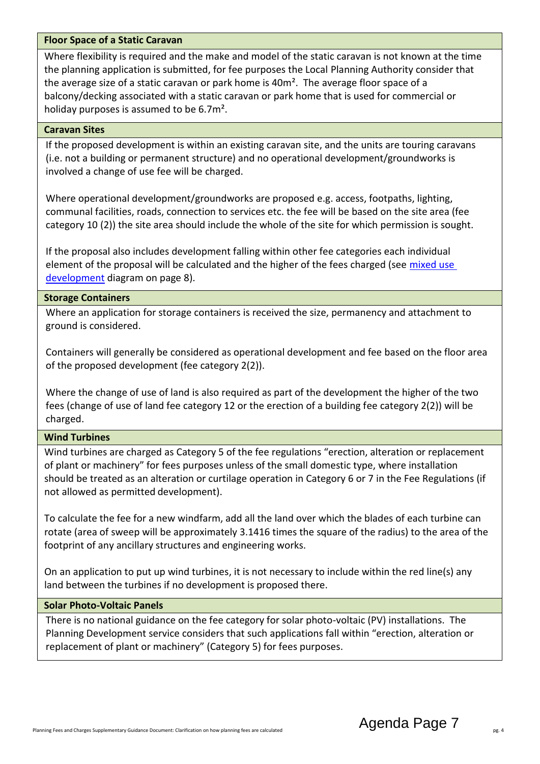### Floor Space of a Static Caravan

Where flexibility is required and the make and model of the static caravan is not known at the time the planning application is submitted, for fee purposes the Local Planning Authority consider that the average size of a static caravan or park home is $40m^2$. The average floor space of a balcony/decking associated with a static caravan or park home that is used for commercial or holiday purposes is assumed to be $6.7m^2$.

### Caravan Sites

If the proposed development is within an existing caravan site, and the units are touring caravans (i.e. not a building or permanent structure) and no operational development/groundworks is involved a change of use fee will be charged.

Where operational development/groundworks are proposed e.g. access, footpaths, lighting, communal facilities, roads, connection to services etc. the fee will be based on the site area (fee category 10 (2)) the site area should include the whole of the site for which permission is sought.

If the proposal also includes development falling within other fee categories each individual element of the proposal will be calculated and the higher of the fees charged (see mixed use development diagram on page 8).

### Storage Containers

Where an application for storage containers is received the size, permanency and attachment to ground is considered.

Containers will generally be considered as operational development and fee based on the floor area of the proposed development (fee category 2(2)).

Where the change of use of land is also required as part of the development the higher of the two fees (change of use of land fee category 12 or the erection of a building fee category 2(2)) will be charged.

### Wind Turbines

Wind turbines are charged as Category 5 of the fee regulations "erection, alteration or replacement of plant or machinery" for fees purposes unless of the small domestic type, where installation should be treated as an alteration or curtilage operation in Category 6 or 7 in the Fee Regulations (if not allowed as permitted development).

To calculate the fee for a new windfarm, add all the land over which the blades of each turbine can rotate (area of sweep will be approximately 3.1416 times the square of the radius) to the area of the footprint of any ancillary structures and engineering works.

On an application to put up wind turbines, it is not necessary to include within the red line(s) any land between the turbines if no development is proposed there.

### Solar Photo-Voltaic Panels

There is no national guidance on the fee category for solar photo-voltaic (PV) installations. The Planning Development service considers that such applications fall within "erection, alteration or replacement of plant or machinery" (Category 5) for fees purposes.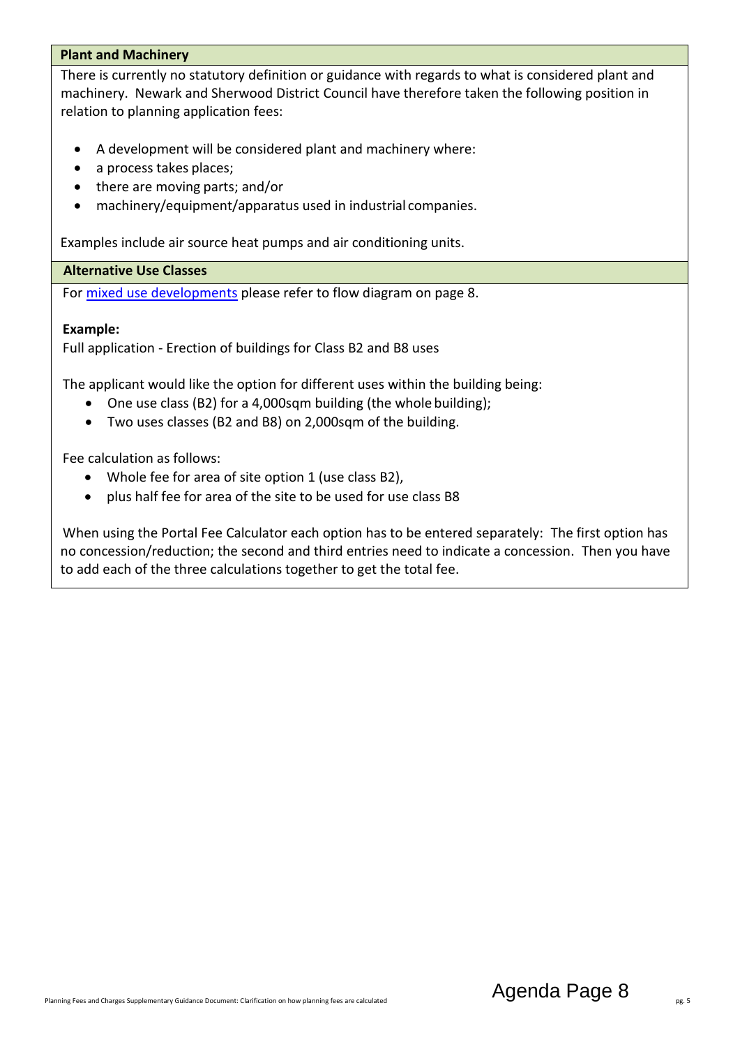### Plant and Machinery

There is currently no statutory definition or guidance with regards to what is considered plant and machinery. Newark and Sherwood District Council have therefore taken the following position in relation to planning application fees:

- A development will be considered plant and machinery where:
- a process takes places;
- there are moving parts; and/or
- machinery/equipment/apparatus used in industrial companies.

Examples include air source heat pumps and air conditioning units.

### Alternative Use Classes

For mixed use developments please refer to flow diagram on page 8.

**Example:**

Full application - Erection of buildings for Class B2 and B8 uses

The applicant would like the option for different uses within the building being:

- One use class (B2) for a 4,000sqm building (the whole building);
- Two uses classes (B2 and B8) on 2,000sqm of the building.

Fee calculation as follows:

- Whole fee for area of site option 1 (use class B2),
- plus half fee for area of the site to be used for use class B8

When using the Portal Fee Calculator each option has to be entered separately: The first option has no concession/reduction; the second and third entries need to indicate a concession. Then you have to add each of the three calculations together to get the total fee.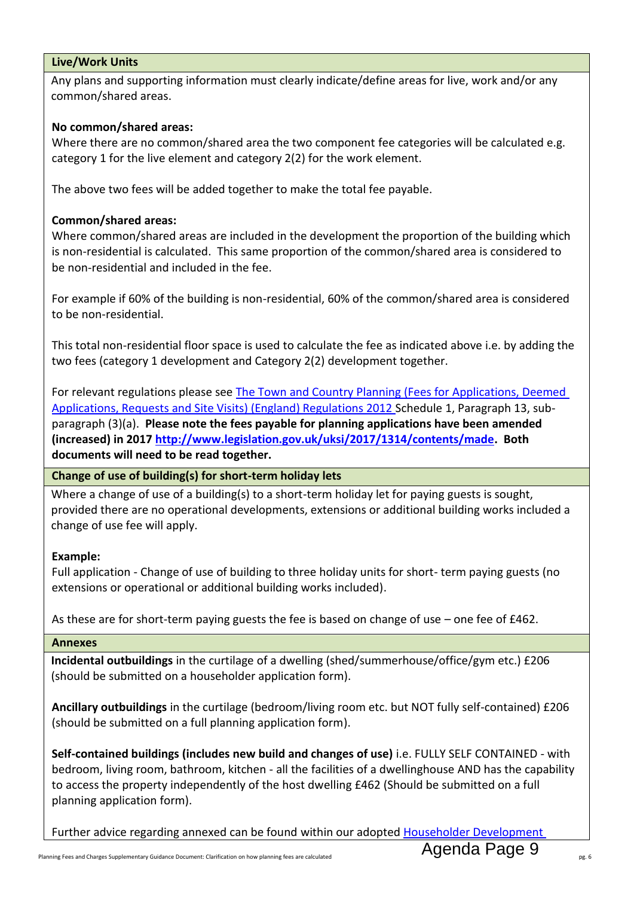### Live/Work Units

Any plans and supporting information must clearly indicate/define areas for live, work and/or any common/shared areas.

**No common/shared areas:**
Where there are no common/shared area the two component fee categories will be calculated e.g. category 1 for the live element and category 2(2) for the work element.

The above two fees will be added together to make the total fee payable.

**Common/shared areas:**
Where common/shared areas are included in the development the proportion of the building which is non-residential is calculated. This same proportion of the common/shared area is considered to be non-residential and included in the fee.

For example if 60% of the building is non-residential, 60% of the common/shared area is considered to be non-residential.

This total non-residential floor space is used to calculate the fee as indicated above i.e. by adding the two fees (category 1 development and Category 2(2) development together.

For relevant regulations please see The Town and Country Planning (Fees for Applications, Deemed Applications, Requests and Site Visits) (England) Regulations 2012 Schedule 1, Paragraph 13, sub-paragraph (3)(a). **Please note the fees payable for planning applications have been amended (increased) in 2017 http://www.legislation.gov.uk/uksi/2017/1314/contents/made. Both documents will need to be read together.**

### Change of use of building(s) for short-term holiday lets

Where a change of use of a building(s) to a short-term holiday let for paying guests is sought, provided there are no operational developments, extensions or additional building works included a change of use fee will apply.

**Example:**
Full application - Change of use of building to three holiday units for short- term paying guests (no extensions or operational or additional building works included).

As these are for short-term paying guests the fee is based on change of use – one fee of £462.

### Annexes

**Incidental outbuildings** in the curtilage of a dwelling (shed/summerhouse/office/gym etc.) £206 (should be submitted on a householder application form).

**Ancillary outbuildings** in the curtilage (bedroom/living room etc. but NOT fully self-contained) £206 (should be submitted on a full planning application form).

**Self-contained buildings (includes new build and changes of use)** i.e. FULLY SELF CONTAINED - with bedroom, living room, bathroom, kitchen - all the facilities of a dwellinghouse AND has the capability to access the property independently of the host dwelling £462 (Should be submitted on a full planning application form).

Further advice regarding annexed can be found within our adopted Householder Development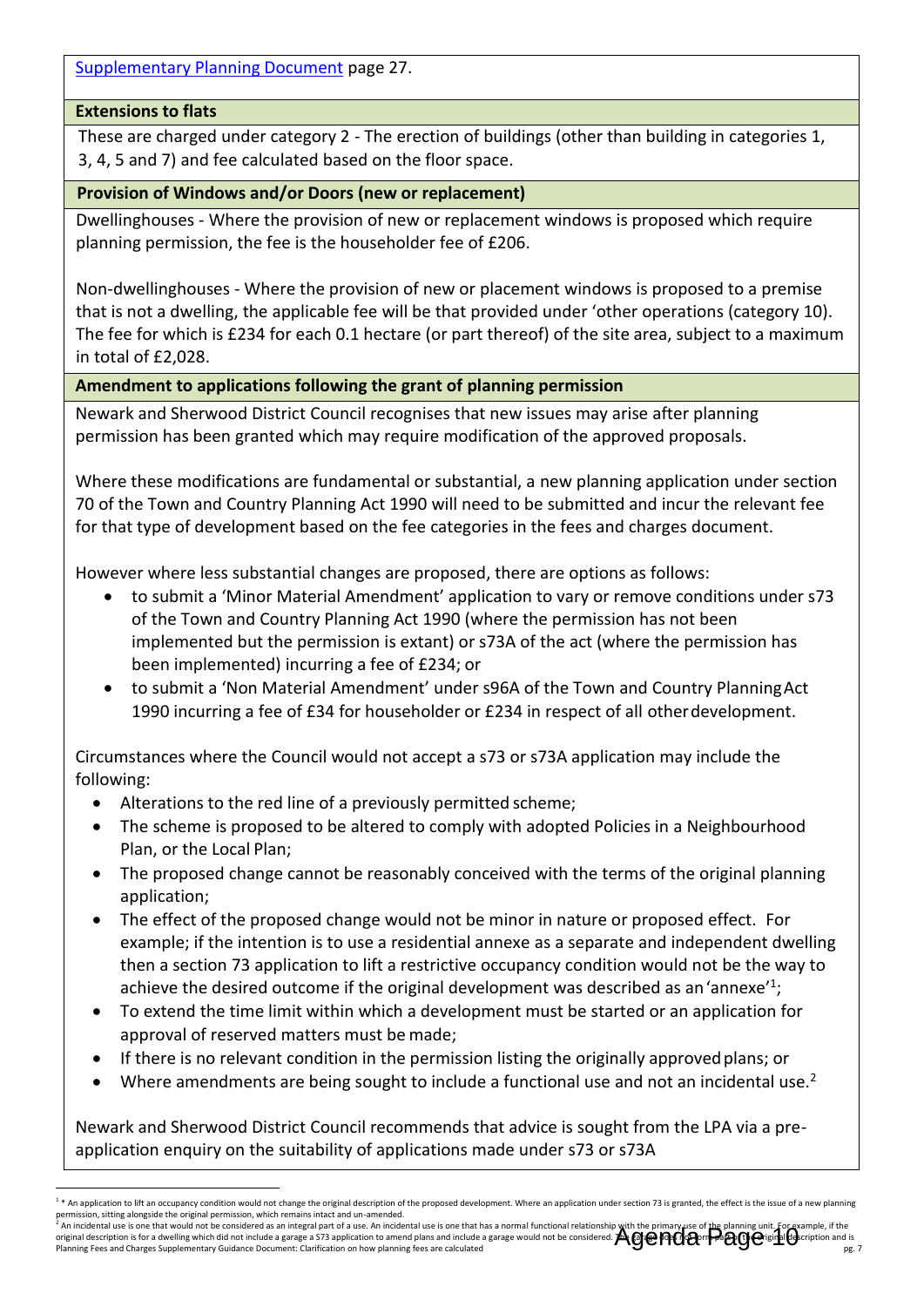Supplementary Planning Document page 27.

**Extensions to flats**

These are charged under category 2 - The erection of buildings (other than building in categories 1, 3, 4, 5 and 7) and fee calculated based on the floor space.

**Provision of Windows and/or Doors (new or replacement)**

Dwellinghouses - Where the provision of new or replacement windows is proposed which require planning permission, the fee is the householder fee of £206.

Non-dwellinghouses - Where the provision of new or placement windows is proposed to a premise that is not a dwelling, the applicable fee will be that provided under 'other operations (category 10). The fee for which is £234 for each 0.1 hectare (or part thereof) of the site area, subject to a maximum in total of £2,028.

**Amendment to applications following the grant of planning permission**

Newark and Sherwood District Council recognises that new issues may arise after planning permission has been granted which may require modification of the approved proposals.

Where these modifications are fundamental or substantial, a new planning application under section 70 of the Town and Country Planning Act 1990 will need to be submitted and incur the relevant fee for that type of development based on the fee categories in the fees and charges document.

However where less substantial changes are proposed, there are options as follows:

- to submit a 'Minor Material Amendment' application to vary or remove conditions under s73 of the Town and Country Planning Act 1990 (where the permission has not been implemented but the permission is extant) or s73A of the act (where the permission has been implemented) incurring a fee of £234; or
- to submit a 'Non Material Amendment' under s96A of the Town and Country Planning Act 1990 incurring a fee of £34 for householder or £234 in respect of all other development.

Circumstances where the Council would not accept a s73 or s73A application may include the following:

- Alterations to the red line of a previously permitted scheme;
- The scheme is proposed to be altered to comply with adopted Policies in a Neighbourhood Plan, or the Local Plan;
- The proposed change cannot be reasonably conceived with the terms of the original planning application;
- The effect of the proposed change would not be minor in nature or proposed effect. For example; if the intention is to use a residential annexe as a separate and independent dwelling then a section 73 application to lift a restrictive occupancy condition would not be the way to achieve the desired outcome if the original development was described as an 'annexe'[1];
- To extend the time limit within which a development must be started or an application for approval of reserved matters must be made;
- If there is no relevant condition in the permission listing the originally approved plans; or
- Where amendments are being sought to include a functional use and not an incidental use.[2]

Newark and Sherwood District Council recommends that advice is sought from the LPA via a pre-application enquiry on the suitability of applications made under s73 or s73A

---

[1] * An application to lift an occupancy condition would not change the original description of the proposed development. Where an application under section 73 is granted, the effect is the issue of a new planning permission, sitting alongside the original permission, which remains intact and un-amended.

[2] An incidental use is one that would not be considered as an integral part of a use. An incidental use is one that has a normal functional relationship with the primary use of the planning unit. For example, if the original description is for a dwelling which did not include a garage a S73 application to amend plans and include a garage would not be considered. The garage does not form part of the original description and is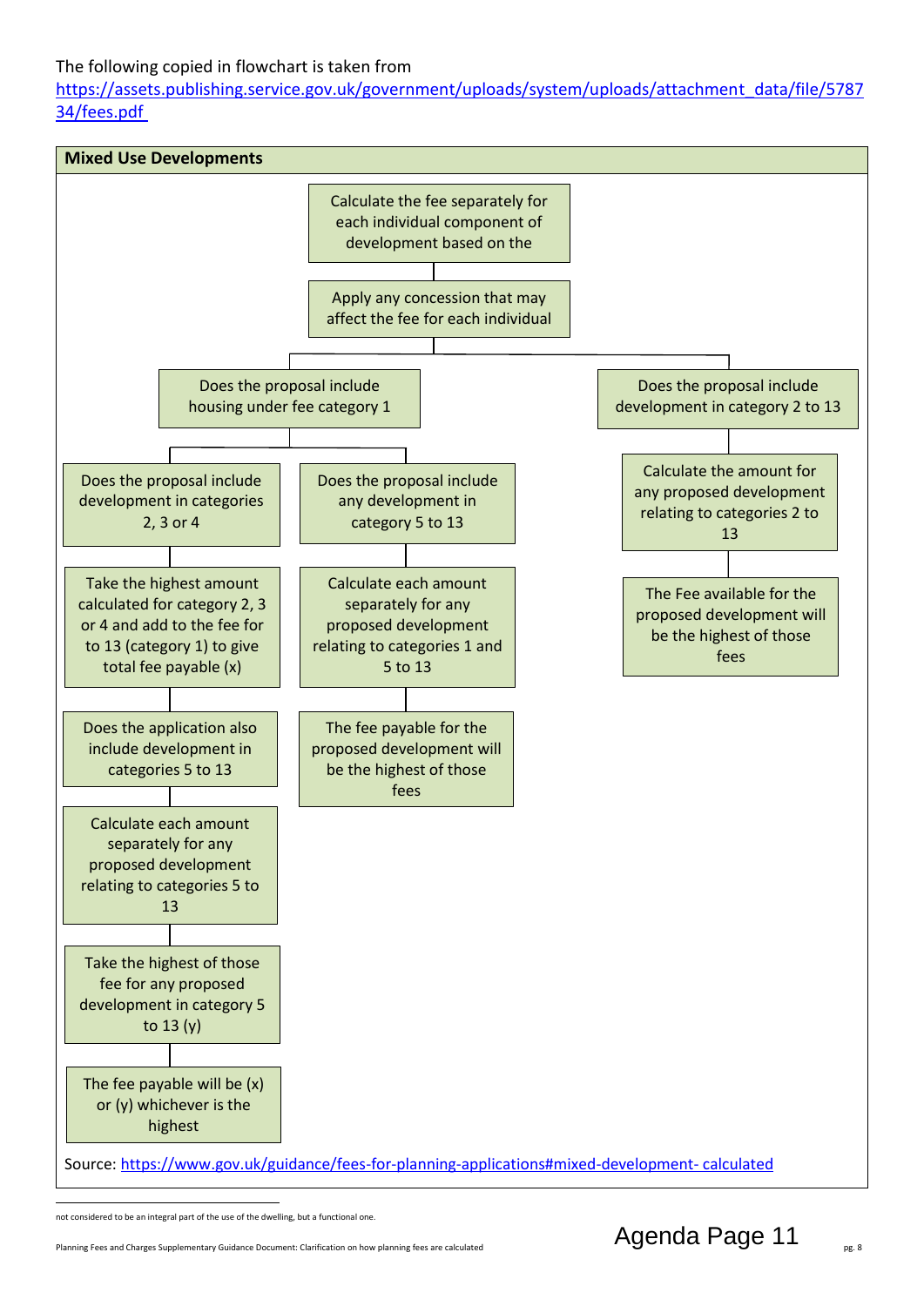The following copied in flowchart is taken from [https://assets.publishing.service.gov.uk/government/uploads/system/uploads/attachment_data/file/578734/fees.pdf](https://assets.publishing.service.gov.uk/government/uploads/system/uploads/attachment_data/file/578734/fees.pdf)

**Mixed Use Developments**

Calculate the fee separately for each individual component of development based on the

Apply any concession that may affect the fee for each individual

Does the proposal include housing under fee category 1

- Does the proposal include development in categories 2, 3 or 4
  - Take the highest amount calculated for category 2, 3 or 4 and add to the fee for to 13 (category 1) to give total fee payable (x)
  - Does the application also include development in categories 5 to 13
  - Calculate each amount separately for any proposed development relating to categories 5 to 13
  - Take the highest of those fee for any proposed development in category 5 to 13 (y)
  - The fee payable will be (x) or (y) whichever is the highest
- Does the proposal include any development in category 5 to 13
  - Calculate each amount separately for any proposed development relating to categories 1 and 5 to 13
  - The fee payable for the proposed development will be the highest of those fees

Does the proposal include development in category 2 to 13

- Calculate the amount for any proposed development relating to categories 2 to 13
- The Fee available for the proposed development will be the highest of those fees

Source: [https://www.gov.uk/guidance/fees-for-planning-applications#mixed-development- calculated](https://www.gov.uk/guidance/fees-for-planning-applications#mixed-development-calculated)

not considered to be an integral part of the use of the dwelling, but a functional one.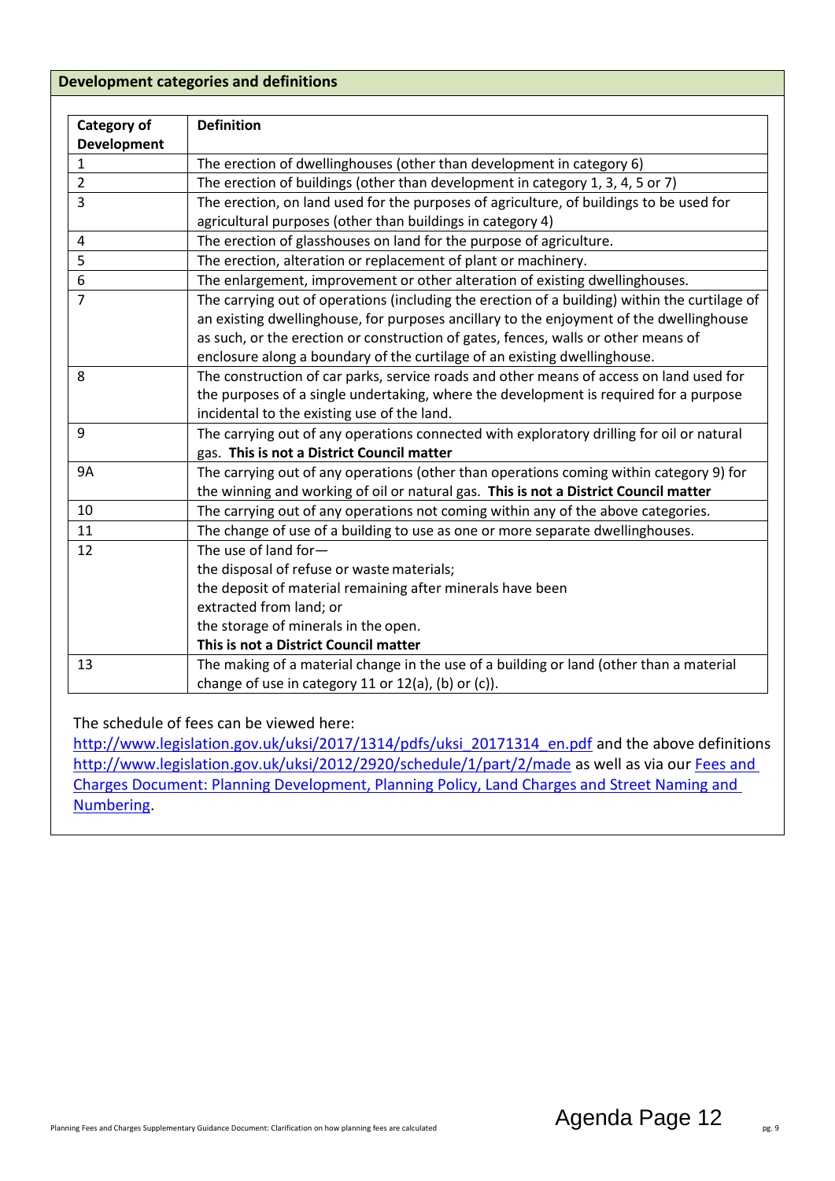## Development categories and definitions

| Category of Development | Definition |
|---|---|
| 1 | The erection of dwellinghouses (other than development in category 6) |
| 2 | The erection of buildings (other than development in category 1, 3, 4, 5 or 7) |
| 3 | The erection, on land used for the purposes of agriculture, of buildings to be used for agricultural purposes (other than buildings in category 4) |
| 4 | The erection of glasshouses on land for the purpose of agriculture. |
| 5 | The erection, alteration or replacement of plant or machinery. |
| 6 | The enlargement, improvement or other alteration of existing dwellinghouses. |
| 7 | The carrying out of operations (including the erection of a building) within the curtilage of an existing dwellinghouse, for purposes ancillary to the enjoyment of the dwellinghouse as such, or the erection or construction of gates, fences, walls or other means of enclosure along a boundary of the curtilage of an existing dwellinghouse. |
| 8 | The construction of car parks, service roads and other means of access on land used for the purposes of a single undertaking, where the development is required for a purpose incidental to the existing use of the land. |
| 9 | The carrying out of any operations connected with exploratory drilling for oil or natural gas. **This is not a District Council matter** |
| 9A | The carrying out of any operations (other than operations coming within category 9) for the winning and working of oil or natural gas. **This is not a District Council matter** |
| 10 | The carrying out of any operations not coming within any of the above categories. |
| 11 | The change of use of a building to use as one or more separate dwellinghouses. |
| 12 | The use of land for— the disposal of refuse or waste materials; the deposit of material remaining after minerals have been extracted from land; or the storage of minerals in the open. **This is not a District Council matter** |
| 13 | The making of a material change in the use of a building or land (other than a material change of use in category 11 or 12(a), (b) or (c)). |

The schedule of fees can be viewed here: http://www.legislation.gov.uk/uksi/2017/1314/pdfs/uksi_20171314_en.pdf and the above definitions http://www.legislation.gov.uk/uksi/2012/2920/schedule/1/part/2/made as well as via our Fees and Charges Document: Planning Development, Planning Policy, Land Charges and Street Naming and Numbering.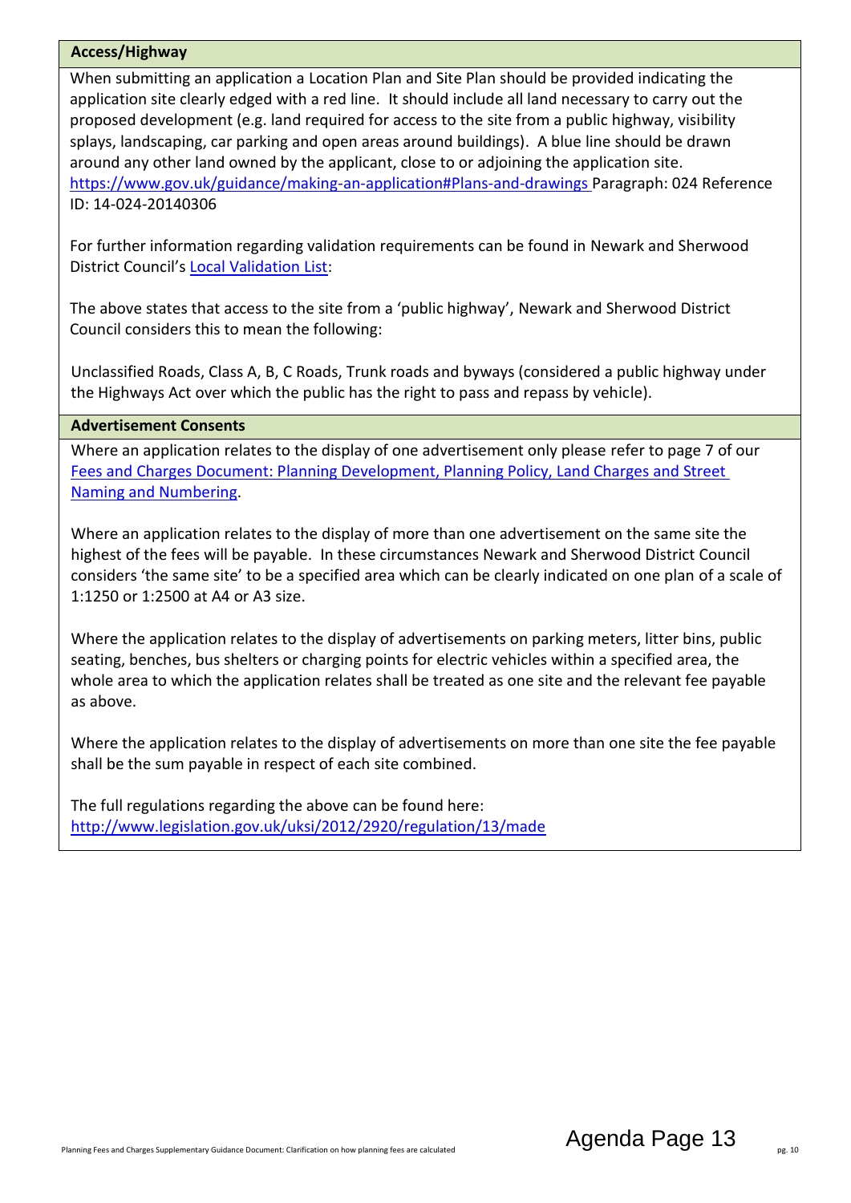## Access/Highway

When submitting an application a Location Plan and Site Plan should be provided indicating the application site clearly edged with a red line. It should include all land necessary to carry out the proposed development (e.g. land required for access to the site from a public highway, visibility splays, landscaping, car parking and open areas around buildings). A blue line should be drawn around any other land owned by the applicant, close to or adjoining the application site. https://www.gov.uk/guidance/making-an-application#Plans-and-drawings Paragraph: 024 Reference ID: 14-024-20140306

For further information regarding validation requirements can be found in Newark and Sherwood District Council's Local Validation List:

The above states that access to the site from a 'public highway', Newark and Sherwood District Council considers this to mean the following:

Unclassified Roads, Class A, B, C Roads, Trunk roads and byways (considered a public highway under the Highways Act over which the public has the right to pass and repass by vehicle).

## Advertisement Consents

Where an application relates to the display of one advertisement only please refer to page 7 of our Fees and Charges Document: Planning Development, Planning Policy, Land Charges and Street Naming and Numbering.

Where an application relates to the display of more than one advertisement on the same site the highest of the fees will be payable. In these circumstances Newark and Sherwood District Council considers 'the same site' to be a specified area which can be clearly indicated on one plan of a scale of 1:1250 or 1:2500 at A4 or A3 size.

Where the application relates to the display of advertisements on parking meters, litter bins, public seating, benches, bus shelters or charging points for electric vehicles within a specified area, the whole area to which the application relates shall be treated as one site and the relevant fee payable as above.

Where the application relates to the display of advertisements on more than one site the fee payable shall be the sum payable in respect of each site combined.

The full regulations regarding the above can be found here: http://www.legislation.gov.uk/uksi/2012/2920/regulation/13/made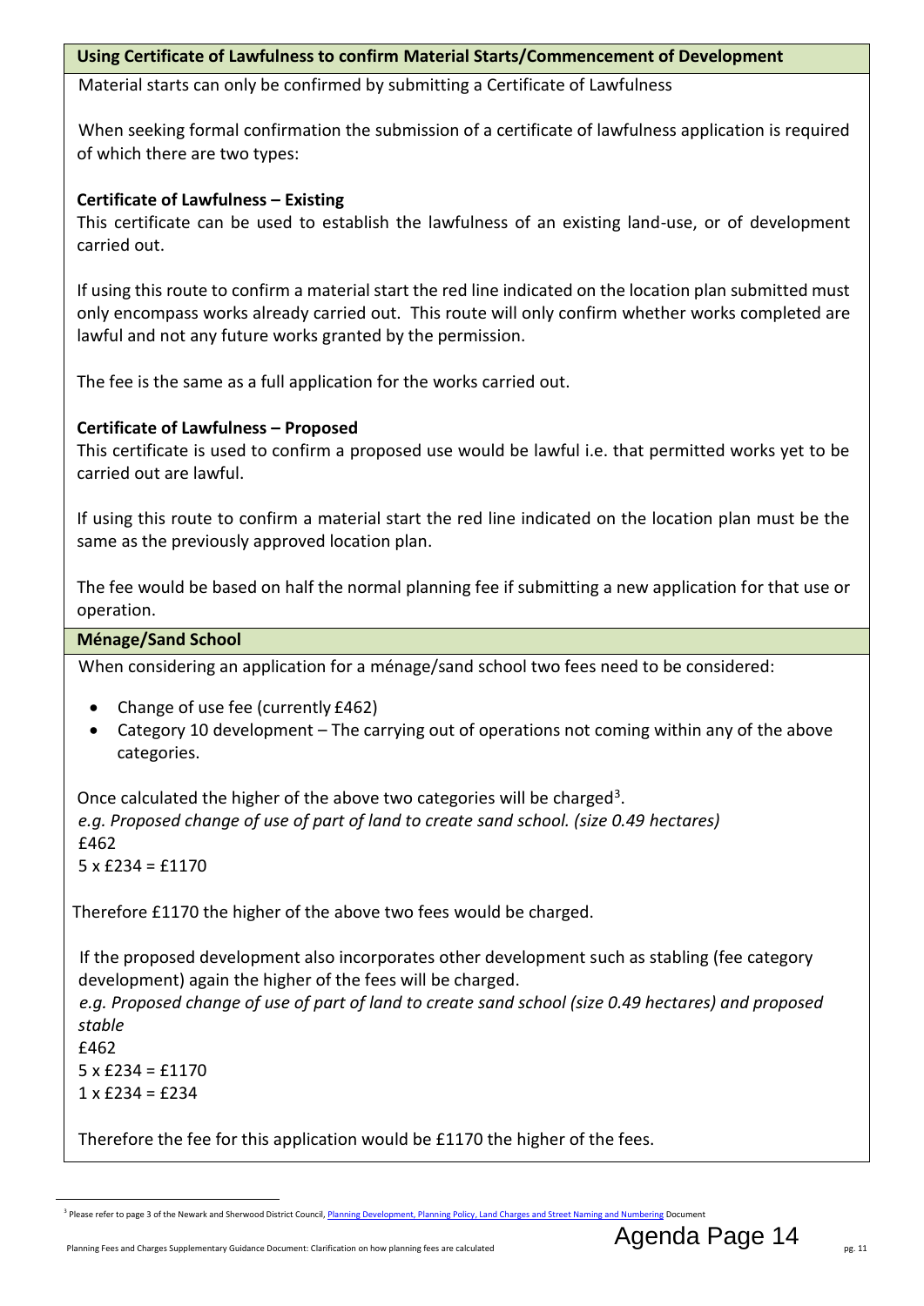## Using Certificate of Lawfulness to confirm Material Starts/Commencement of Development

Material starts can only be confirmed by submitting a Certificate of Lawfulness

When seeking formal confirmation the submission of a certificate of lawfulness application is required of which there are two types:

**Certificate of Lawfulness – Existing**

This certificate can be used to establish the lawfulness of an existing land-use, or of development carried out.

If using this route to confirm a material start the red line indicated on the location plan submitted must only encompass works already carried out. This route will only confirm whether works completed are lawful and not any future works granted by the permission.

The fee is the same as a full application for the works carried out.

**Certificate of Lawfulness – Proposed**

This certificate is used to confirm a proposed use would be lawful i.e. that permitted works yet to be carried out are lawful.

If using this route to confirm a material start the red line indicated on the location plan must be the same as the previously approved location plan.

The fee would be based on half the normal planning fee if submitting a new application for that use or operation.

## Ménage/Sand School

When considering an application for a ménage/sand school two fees need to be considered:

- Change of use fee (currently £462)
- Category 10 development – The carrying out of operations not coming within any of the above categories.

Once calculated the higher of the above two categories will be charged[3].

*e.g. Proposed change of use of part of land to create sand school. (size 0.49 hectares)*

£462

5 x £234 = £1170

Therefore £1170 the higher of the above two fees would be charged.

If the proposed development also incorporates other development such as stabling (fee category development) again the higher of the fees will be charged.

*e.g. Proposed change of use of part of land to create sand school (size 0.49 hectares) and proposed stable*

£462

5 x £234 = £1170

1 x £234 = £234

Therefore the fee for this application would be £1170 the higher of the fees.

[3] Please refer to page 3 of the Newark and Sherwood District Council, Planning Development, Planning Policy, Land Charges and Street Naming and Numbering Document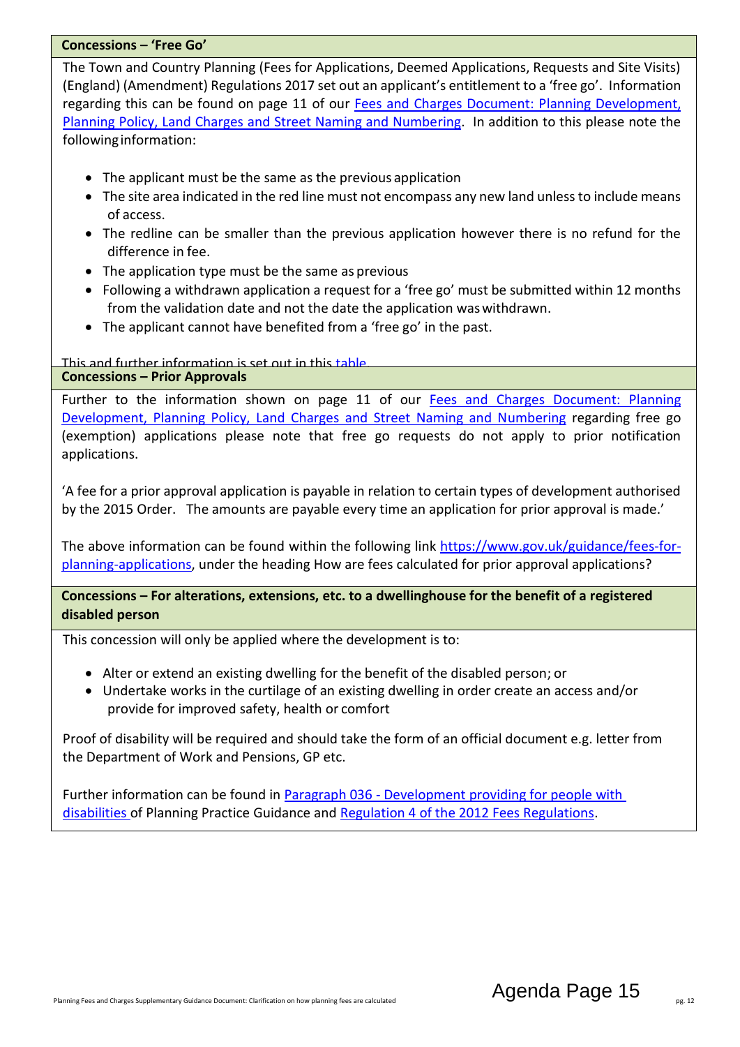**Concessions – 'Free Go'**

The Town and Country Planning (Fees for Applications, Deemed Applications, Requests and Site Visits) (England) (Amendment) Regulations 2017 set out an applicant's entitlement to a 'free go'. Information regarding this can be found on page 11 of our Fees and Charges Document: Planning Development, Planning Policy, Land Charges and Street Naming and Numbering. In addition to this please note the following information:

- The applicant must be the same as the previous application
- The site area indicated in the red line must not encompass any new land unless to include means of access.
- The redline can be smaller than the previous application however there is no refund for the difference in fee.
- The application type must be the same as previous
- Following a withdrawn application a request for a 'free go' must be submitted within 12 months from the validation date and not the date the application was withdrawn.
- The applicant cannot have benefited from a 'free go' in the past.

This and further information is set out in this table.

**Concessions – Prior Approvals**

Further to the information shown on page 11 of our Fees and Charges Document: Planning Development, Planning Policy, Land Charges and Street Naming and Numbering regarding free go (exemption) applications please note that free go requests do not apply to prior notification applications.

'A fee for a prior approval application is payable in relation to certain types of development authorised by the 2015 Order. The amounts are payable every time an application for prior approval is made.'

The above information can be found within the following link https://www.gov.uk/guidance/fees-for-planning-applications, under the heading How are fees calculated for prior approval applications?

**Concessions – For alterations, extensions, etc. to a dwellinghouse for the benefit of a registered disabled person**

This concession will only be applied where the development is to:

- Alter or extend an existing dwelling for the benefit of the disabled person; or
- Undertake works in the curtilage of an existing dwelling in order create an access and/or provide for improved safety, health or comfort

Proof of disability will be required and should take the form of an official document e.g. letter from the Department of Work and Pensions, GP etc.

Further information can be found in Paragraph 036 - Development providing for people with disabilities of Planning Practice Guidance and Regulation 4 of the 2012 Fees Regulations.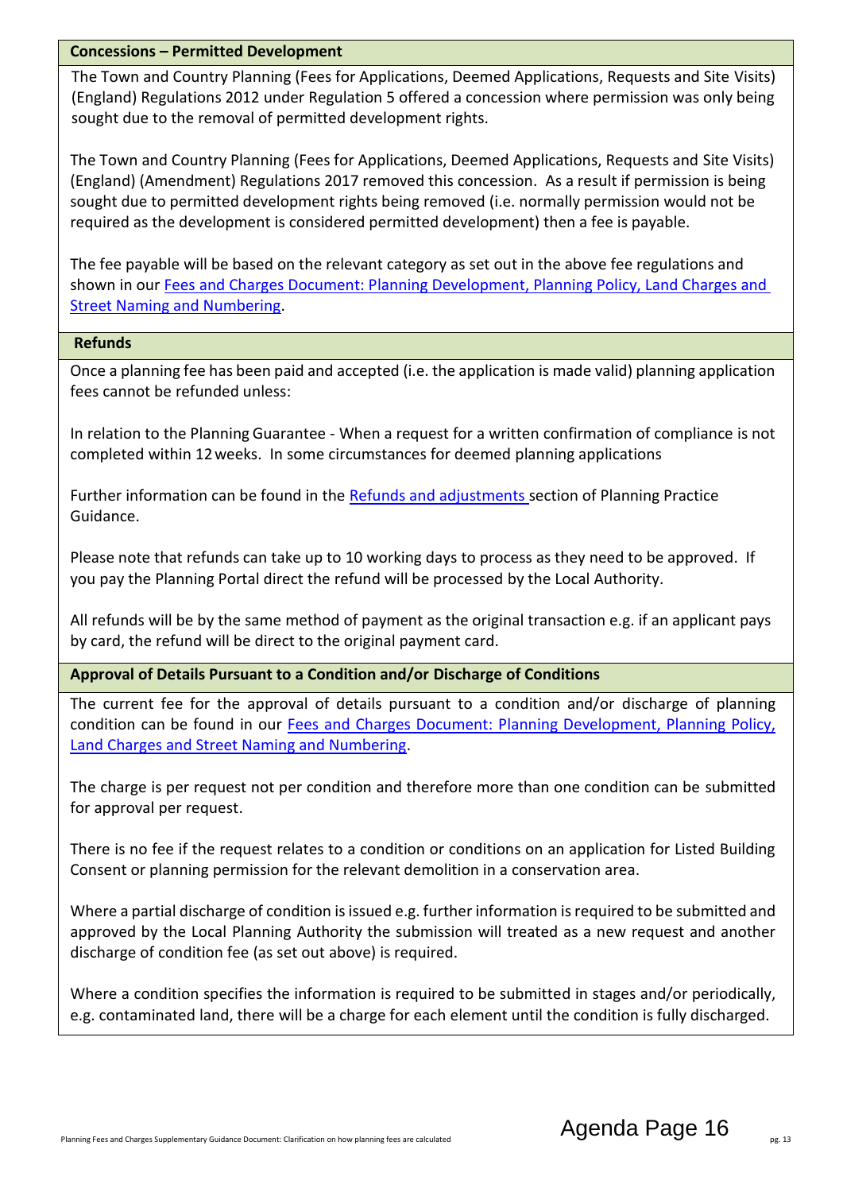### Concessions – Permitted Development

The Town and Country Planning (Fees for Applications, Deemed Applications, Requests and Site Visits) (England) Regulations 2012 under Regulation 5 offered a concession where permission was only being sought due to the removal of permitted development rights.

The Town and Country Planning (Fees for Applications, Deemed Applications, Requests and Site Visits) (England) (Amendment) Regulations 2017 removed this concession. As a result if permission is being sought due to permitted development rights being removed (i.e. normally permission would not be required as the development is considered permitted development) then a fee is payable.

The fee payable will be based on the relevant category as set out in the above fee regulations and shown in our Fees and Charges Document: Planning Development, Planning Policy, Land Charges and Street Naming and Numbering.

### Refunds

Once a planning fee has been paid and accepted (i.e. the application is made valid) planning application fees cannot be refunded unless:

In relation to the Planning Guarantee - When a request for a written confirmation of compliance is not completed within 12 weeks. In some circumstances for deemed planning applications

Further information can be found in the Refunds and adjustments section of Planning Practice Guidance.

Please note that refunds can take up to 10 working days to process as they need to be approved. If you pay the Planning Portal direct the refund will be processed by the Local Authority.

All refunds will be by the same method of payment as the original transaction e.g. if an applicant pays by card, the refund will be direct to the original payment card.

### Approval of Details Pursuant to a Condition and/or Discharge of Conditions

The current fee for the approval of details pursuant to a condition and/or discharge of planning condition can be found in our Fees and Charges Document: Planning Development, Planning Policy, Land Charges and Street Naming and Numbering.

The charge is per request not per condition and therefore more than one condition can be submitted for approval per request.

There is no fee if the request relates to a condition or conditions on an application for Listed Building Consent or planning permission for the relevant demolition in a conservation area.

Where a partial discharge of condition is issued e.g. further information is required to be submitted and approved by the Local Planning Authority the submission will treated as a new request and another discharge of condition fee (as set out above) is required.

Where a condition specifies the information is required to be submitted in stages and/or periodically, e.g. contaminated land, there will be a charge for each element until the condition is fully discharged.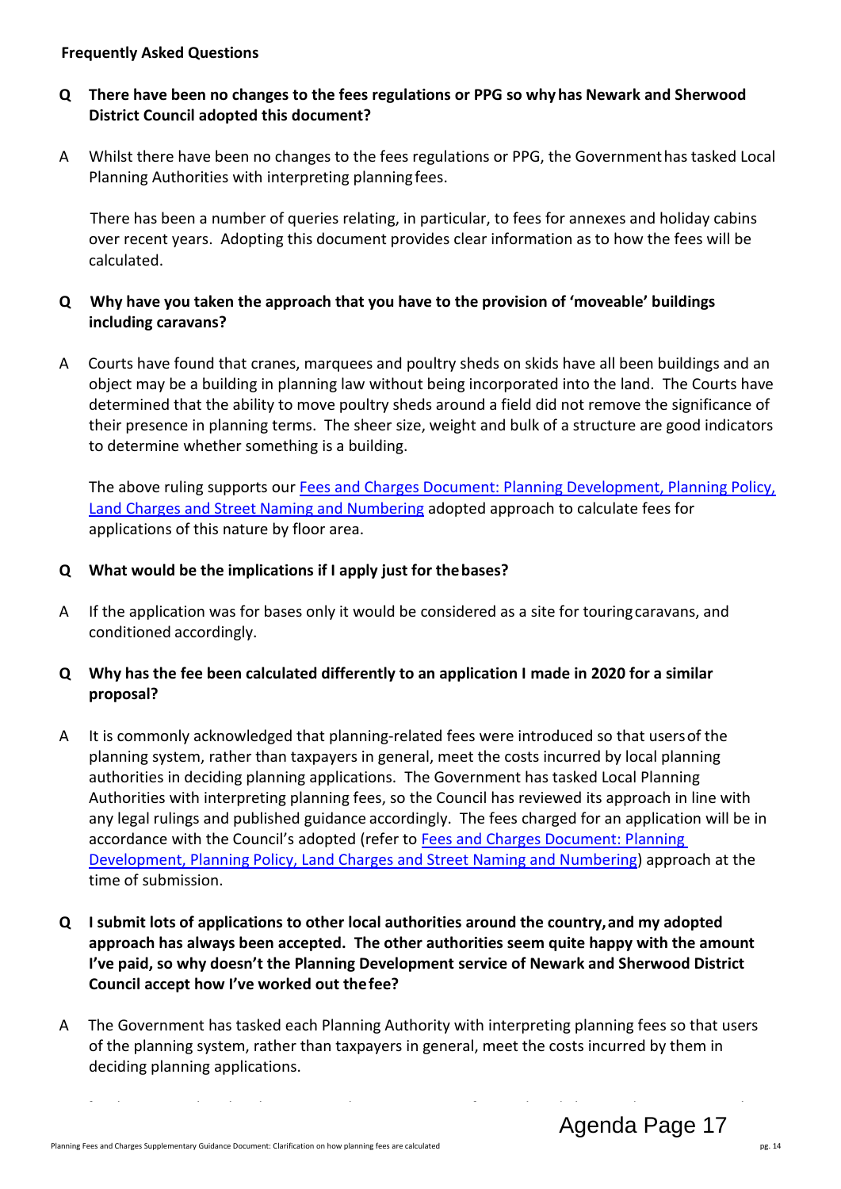**Frequently Asked Questions**

**Q There have been no changes to the fees regulations or PPG so why has Newark and Sherwood District Council adopted this document?**

A Whilst there have been no changes to the fees regulations or PPG, the Government has tasked Local Planning Authorities with interpreting planning fees.

There has been a number of queries relating, in particular, to fees for annexes and holiday cabins over recent years. Adopting this document provides clear information as to how the fees will be calculated.

**Q Why have you taken the approach that you have to the provision of 'moveable' buildings including caravans?**

A Courts have found that cranes, marquees and poultry sheds on skids have all been buildings and an object may be a building in planning law without being incorporated into the land. The Courts have determined that the ability to move poultry sheds around a field did not remove the significance of their presence in planning terms. The sheer size, weight and bulk of a structure are good indicators to determine whether something is a building.

The above ruling supports our Fees and Charges Document: Planning Development, Planning Policy, Land Charges and Street Naming and Numbering adopted approach to calculate fees for applications of this nature by floor area.

**Q What would be the implications if I apply just for the bases?**

A If the application was for bases only it would be considered as a site for touring caravans, and conditioned accordingly.

**Q Why has the fee been calculated differently to an application I made in 2020 for a similar proposal?**

A It is commonly acknowledged that planning-related fees were introduced so that users of the planning system, rather than taxpayers in general, meet the costs incurred by local planning authorities in deciding planning applications. The Government has tasked Local Planning Authorities with interpreting planning fees, so the Council has reviewed its approach in line with any legal rulings and published guidance accordingly. The fees charged for an application will be in accordance with the Council's adopted (refer to Fees and Charges Document: Planning Development, Planning Policy, Land Charges and Street Naming and Numbering) approach at the time of submission.

**Q I submit lots of applications to other local authorities around the country, and my adopted approach has always been accepted. The other authorities seem quite happy with the amount I've paid, so why doesn't the Planning Development service of Newark and Sherwood District Council accept how I've worked out the fee?**

A The Government has tasked each Planning Authority with interpreting planning fees so that users of the planning system, rather than taxpayers in general, meet the costs incurred by them in deciding planning applications.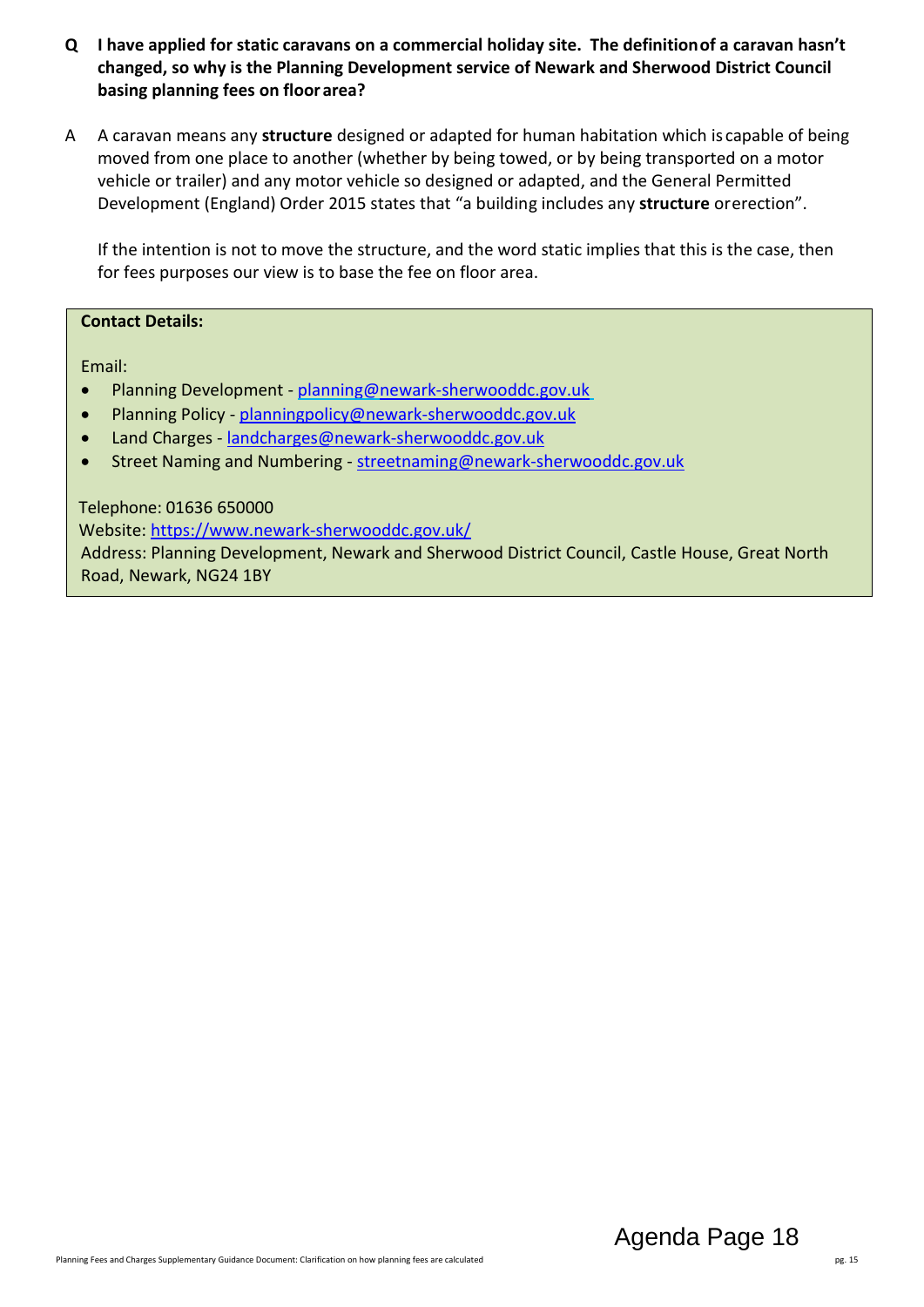**Q I have applied for static caravans on a commercial holiday site. The definition of a caravan hasn't changed, so why is the Planning Development service of Newark and Sherwood District Council basing planning fees on floor area?**

A A caravan means any **structure** designed or adapted for human habitation which is capable of being moved from one place to another (whether by being towed, or by being transported on a motor vehicle or trailer) and any motor vehicle so designed or adapted, and the General Permitted Development (England) Order 2015 states that "a building includes any **structure** or erection".

If the intention is not to move the structure, and the word static implies that this is the case, then for fees purposes our view is to base the fee on floor area.

**Contact Details:**

Email:

- Planning Development - planning@newark-sherwooddc.gov.uk
- Planning Policy - planningpolicy@newark-sherwooddc.gov.uk
- Land Charges - landcharges@newark-sherwooddc.gov.uk
- Street Naming and Numbering - streetnaming@newark-sherwooddc.gov.uk

Telephone: 01636 650000

Website: https://www.newark-sherwooddc.gov.uk/

Address: Planning Development, Newark and Sherwood District Council, Castle House, Great North Road, Newark, NG24 1BY